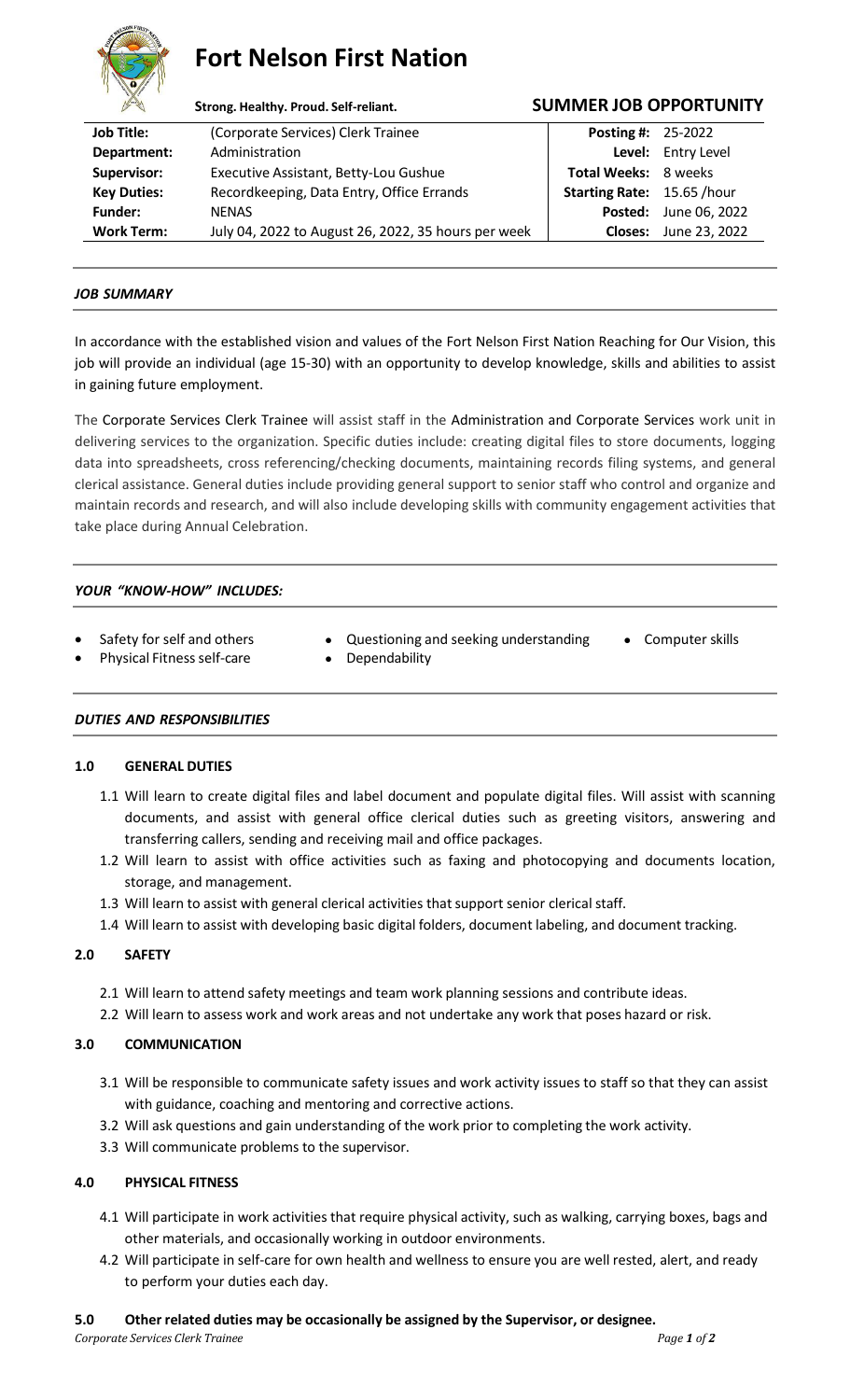# Fort Nelson First Nation

**Strong. Healthy. Proud. Self-reliant.**

## SUMMER JOB OPPORTUNITY

| | | | |
|---|---|---|---|
| **Job Title:** | (Corporate Services) Clerk Trainee | **Posting #:** | 25-2022 |
| **Department:** | Administration | **Level:** | Entry Level |
| **Supervisor:** | Executive Assistant, Betty-Lou Gushue | **Total Weeks:** | 8 weeks |
| **Key Duties:** | Recordkeeping, Data Entry, Office Errands | **Starting Rate:** | 15.65 /hour |
| **Funder:** | NENAS | **Posted:** | June 06, 2022 |
| **Work Term:** | July 04, 2022 to August 26, 2022, 35 hours per week | **Closes:** | June 23, 2022 |

### *JOB SUMMARY*

In accordance with the established vision and values of the Fort Nelson First Nation Reaching for Our Vision, this job will provide an individual (age 15-30) with an opportunity to develop knowledge, skills and abilities to assist in gaining future employment.

The Corporate Services Clerk Trainee will assist staff in the Administration and Corporate Services work unit in delivering services to the organization. Specific duties include: creating digital files to store documents, logging data into spreadsheets, cross referencing/checking documents, maintaining records filing systems, and general clerical assistance. General duties include providing general support to senior staff who control and organize and maintain records and research, and will also include developing skills with community engagement activities that take place during Annual Celebration.

### *YOUR "KNOW-HOW" INCLUDES:*

- Safety for self and others
- Physical Fitness self-care
- Questioning and seeking understanding
- Dependability
- Computer skills

### *DUTIES AND RESPONSIBILITIES*

#### 1.0 GENERAL DUTIES

1.1 Will learn to create digital files and label document and populate digital files. Will assist with scanning documents, and assist with general office clerical duties such as greeting visitors, answering and transferring callers, sending and receiving mail and office packages.

1.2 Will learn to assist with office activities such as faxing and photocopying and documents location, storage, and management.

1.3 Will learn to assist with general clerical activities that support senior clerical staff.

1.4 Will learn to assist with developing basic digital folders, document labeling, and document tracking.

#### 2.0 SAFETY

2.1 Will learn to attend safety meetings and team work planning sessions and contribute ideas.

2.2 Will learn to assess work and work areas and not undertake any work that poses hazard or risk.

#### 3.0 COMMUNICATION

3.1 Will be responsible to communicate safety issues and work activity issues to staff so that they can assist with guidance, coaching and mentoring and corrective actions.

3.2 Will ask questions and gain understanding of the work prior to completing the work activity.

3.3 Will communicate problems to the supervisor.

#### 4.0 PHYSICAL FITNESS

4.1 Will participate in work activities that require physical activity, such as walking, carrying boxes, bags and other materials, and occasionally working in outdoor environments.

4.2 Will participate in self-care for own health and wellness to ensure you are well rested, alert, and ready to perform your duties each day.

#### 5.0 Other related duties may be occasionally be assigned by the Supervisor, or designee.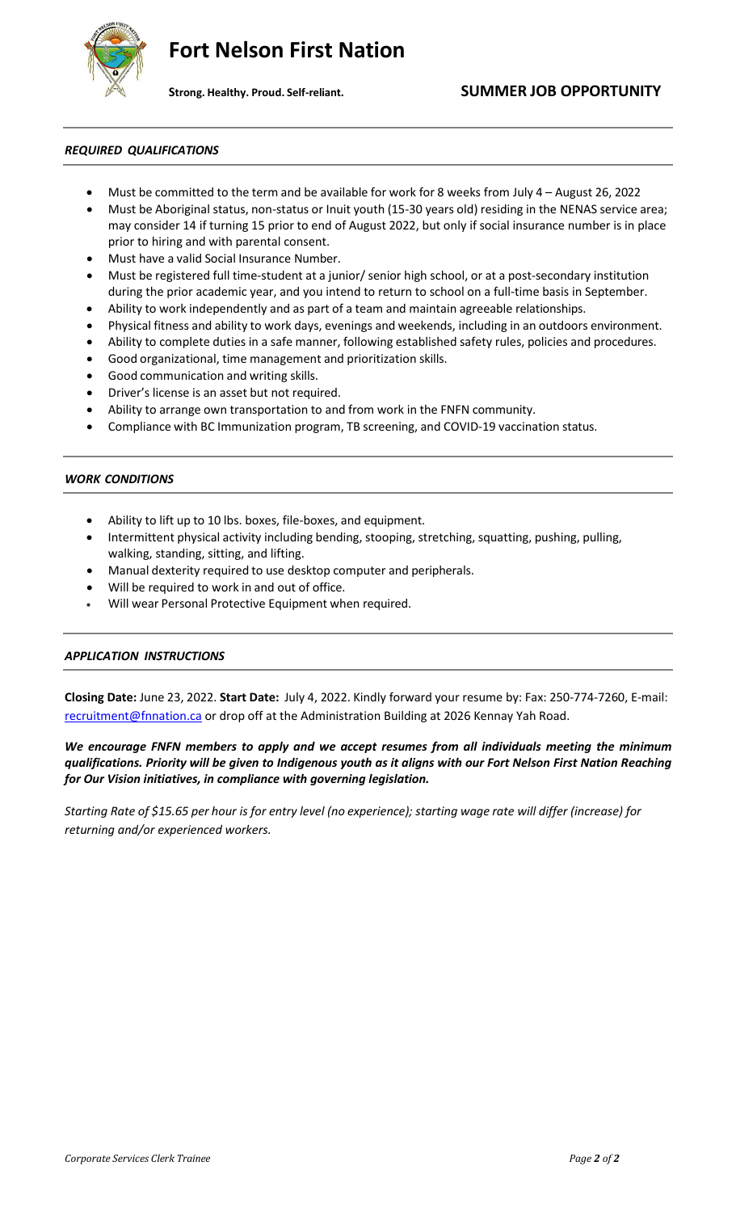# Fort Nelson First Nation

**Strong. Healthy. Proud. Self-reliant.**

## SUMMER JOB OPPORTUNITY

### *REQUIRED QUALIFICATIONS*

- Must be committed to the term and be available for work for 8 weeks from July 4 – August 26, 2022
- Must be Aboriginal status, non-status or Inuit youth (15-30 years old) residing in the NENAS service area; may consider 14 if turning 15 prior to end of August 2022, but only if social insurance number is in place prior to hiring and with parental consent.
- Must have a valid Social Insurance Number.
- Must be registered full time-student at a junior/ senior high school, or at a post-secondary institution during the prior academic year, and you intend to return to school on a full-time basis in September.
- Ability to work independently and as part of a team and maintain agreeable relationships.
- Physical fitness and ability to work days, evenings and weekends, including in an outdoors environment.
- Ability to complete duties in a safe manner, following established safety rules, policies and procedures.
- Good organizational, time management and prioritization skills.
- Good communication and writing skills.
- Driver's license is an asset but not required.
- Ability to arrange own transportation to and from work in the FNFN community.
- Compliance with BC Immunization program, TB screening, and COVID-19 vaccination status.

### *WORK CONDITIONS*

- Ability to lift up to 10 lbs. boxes, file-boxes, and equipment.
- Intermittent physical activity including bending, stooping, stretching, squatting, pushing, pulling, walking, standing, sitting, and lifting.
- Manual dexterity required to use desktop computer and peripherals.
- Will be required to work in and out of office.
- Will wear Personal Protective Equipment when required.

### *APPLICATION INSTRUCTIONS*

**Closing Date:** June 23, 2022. **Start Date:** July 4, 2022. Kindly forward your resume by: Fax: 250-774-7260, E-mail: recruitment@fnnation.ca or drop off at the Administration Building at 2026 Kennay Yah Road.

***We encourage FNFN members to apply and we accept resumes from all individuals meeting the minimum qualifications. Priority will be given to Indigenous youth as it aligns with our Fort Nelson First Nation Reaching for Our Vision initiatives, in compliance with governing legislation.***

*Starting Rate of $15.65 per hour is for entry level (no experience); starting wage rate will differ (increase) for returning and/or experienced workers.*

*Corporate Services Clerk Trainee*